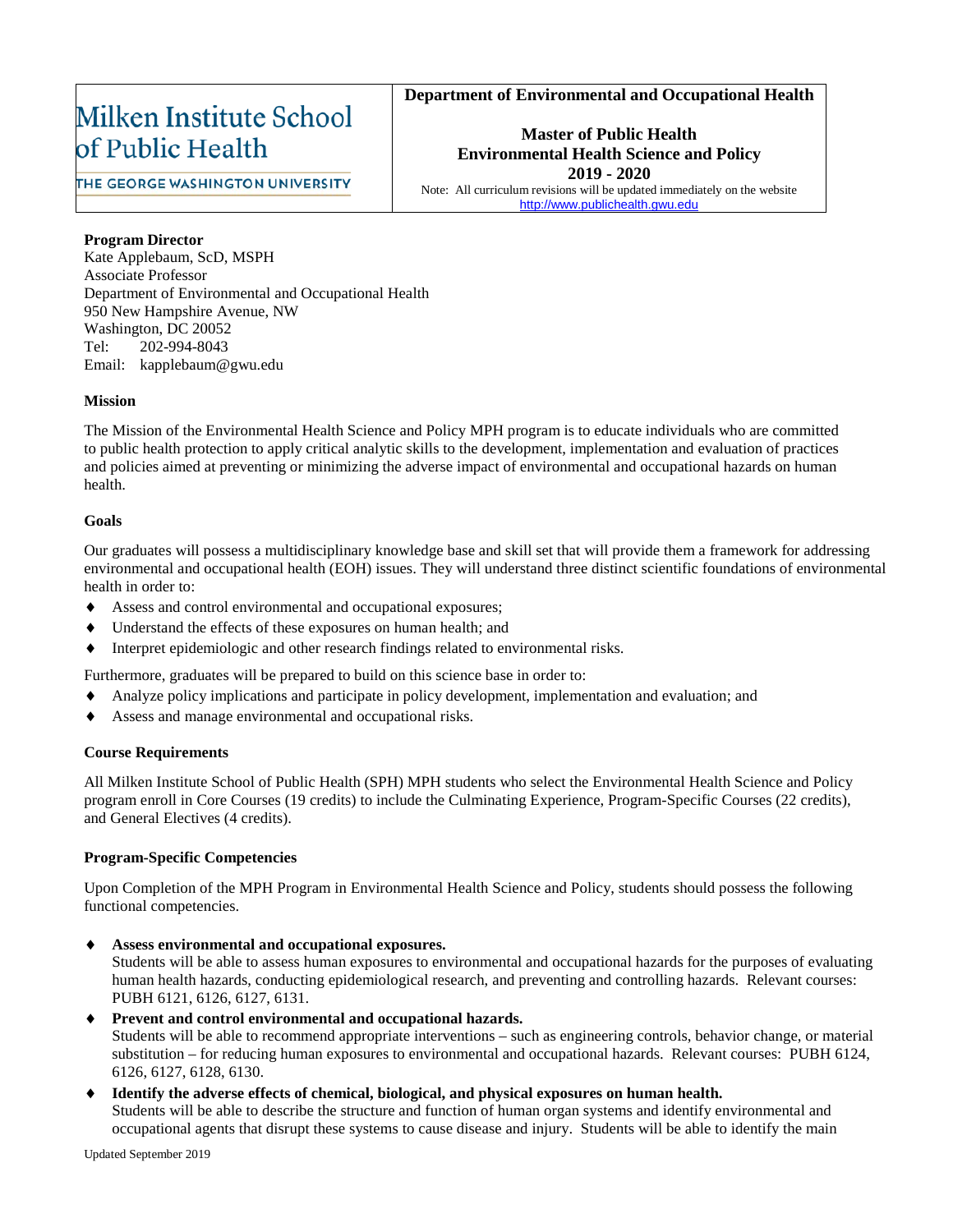# Milken Institute School of Public Health

THE GEORGE WASHINGTON UNIVERSITY

**Department of Environmental and Occupational Health**

**Master of Public Health**
**Environmental Health Science and Policy**
**2019 - 2020**

Note: All curriculum revisions will be updated immediately on the website http://www.publichealth.gwu.edu

**Program Director**
Kate Applebaum, ScD, MSPH
Associate Professor
Department of Environmental and Occupational Health
950 New Hampshire Avenue, NW
Washington, DC 20052
Tel: 202-994-8043
Email: kapplebaum@gwu.edu

## Mission

The Mission of the Environmental Health Science and Policy MPH program is to educate individuals who are committed to public health protection to apply critical analytic skills to the development, implementation and evaluation of practices and policies aimed at preventing or minimizing the adverse impact of environmental and occupational hazards on human health.

## Goals

Our graduates will possess a multidisciplinary knowledge base and skill set that will provide them a framework for addressing environmental and occupational health (EOH) issues. They will understand three distinct scientific foundations of environmental health in order to:

- Assess and control environmental and occupational exposures;
- Understand the effects of these exposures on human health; and
- Interpret epidemiologic and other research findings related to environmental risks.

Furthermore, graduates will be prepared to build on this science base in order to:

- Analyze policy implications and participate in policy development, implementation and evaluation; and
- Assess and manage environmental and occupational risks.

## Course Requirements

All Milken Institute School of Public Health (SPH) MPH students who select the Environmental Health Science and Policy program enroll in Core Courses (19 credits) to include the Culminating Experience, Program-Specific Courses (22 credits), and General Electives (4 credits).

## Program-Specific Competencies

Upon Completion of the MPH Program in Environmental Health Science and Policy, students should possess the following functional competencies.

- **Assess environmental and occupational exposures.**
  Students will be able to assess human exposures to environmental and occupational hazards for the purposes of evaluating human health hazards, conducting epidemiological research, and preventing and controlling hazards. Relevant courses: PUBH 6121, 6126, 6127, 6131.
- **Prevent and control environmental and occupational hazards.**
  Students will be able to recommend appropriate interventions – such as engineering controls, behavior change, or material substitution – for reducing human exposures to environmental and occupational hazards. Relevant courses: PUBH 6124, 6126, 6127, 6128, 6130.
- **Identify the adverse effects of chemical, biological, and physical exposures on human health.**
  Students will be able to describe the structure and function of human organ systems and identify environmental and occupational agents that disrupt these systems to cause disease and injury. Students will be able to identify the main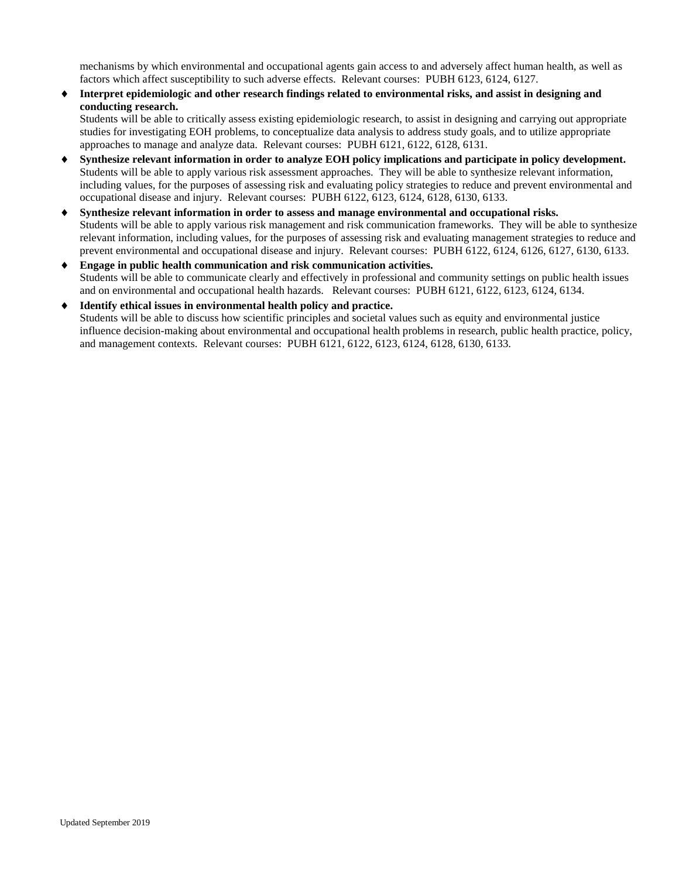mechanisms by which environmental and occupational agents gain access to and adversely affect human health, as well as factors which affect susceptibility to such adverse effects. Relevant courses: PUBH 6123, 6124, 6127.

- **Interpret epidemiologic and other research findings related to environmental risks, and assist in designing and conducting research.**
  Students will be able to critically assess existing epidemiologic research, to assist in designing and carrying out appropriate studies for investigating EOH problems, to conceptualize data analysis to address study goals, and to utilize appropriate approaches to manage and analyze data. Relevant courses: PUBH 6121, 6122, 6128, 6131.
- **Synthesize relevant information in order to analyze EOH policy implications and participate in policy development.**
  Students will be able to apply various risk assessment approaches. They will be able to synthesize relevant information, including values, for the purposes of assessing risk and evaluating policy strategies to reduce and prevent environmental and occupational disease and injury. Relevant courses: PUBH 6122, 6123, 6124, 6128, 6130, 6133.
- **Synthesize relevant information in order to assess and manage environmental and occupational risks.**
  Students will be able to apply various risk management and risk communication frameworks. They will be able to synthesize relevant information, including values, for the purposes of assessing risk and evaluating management strategies to reduce and prevent environmental and occupational disease and injury. Relevant courses: PUBH 6122, 6124, 6126, 6127, 6130, 6133.
- **Engage in public health communication and risk communication activities.**
  Students will be able to communicate clearly and effectively in professional and community settings on public health issues and on environmental and occupational health hazards. Relevant courses: PUBH 6121, 6122, 6123, 6124, 6134.
- **Identify ethical issues in environmental health policy and practice.**
  Students will be able to discuss how scientific principles and societal values such as equity and environmental justice influence decision-making about environmental and occupational health problems in research, public health practice, policy, and management contexts. Relevant courses: PUBH 6121, 6122, 6123, 6124, 6128, 6130, 6133.

Updated September 2019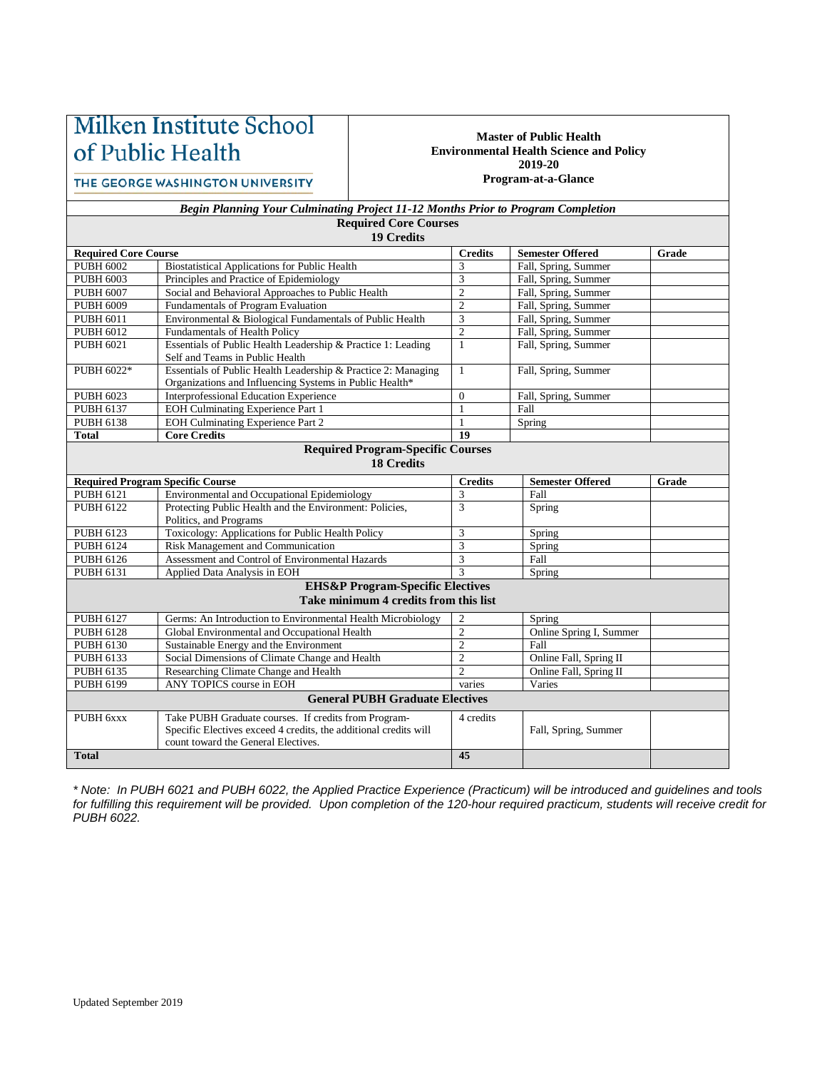**Milken Institute School of Public Health**
**THE GEORGE WASHINGTON UNIVERSITY**

**Master of Public Health**
**Environmental Health Science and Policy**
**2019-20**
**Program-at-a-Glance**

***Begin Planning Your Culminating Project 11-12 Months Prior to Program Completion***

| **Required Core Courses 19 Credits** | | | | |
|---|---|---|---|---|
| **Required Core Course** | | **Credits** | **Semester Offered** | **Grade** |
| PUBH 6002 | Biostatistical Applications for Public Health | 3 | Fall, Spring, Summer | |
| PUBH 6003 | Principles and Practice of Epidemiology | 3 | Fall, Spring, Summer | |
| PUBH 6007 | Social and Behavioral Approaches to Public Health | 2 | Fall, Spring, Summer | |
| PUBH 6009 | Fundamentals of Program Evaluation | 2 | Fall, Spring, Summer | |
| PUBH 6011 | Environmental & Biological Fundamentals of Public Health | 3 | Fall, Spring, Summer | |
| PUBH 6012 | Fundamentals of Health Policy | 2 | Fall, Spring, Summer | |
| PUBH 6021 | Essentials of Public Health Leadership & Practice 1: Leading Self and Teams in Public Health | 1 | Fall, Spring, Summer | |
| PUBH 6022* | Essentials of Public Health Leadership & Practice 2: Managing Organizations and Influencing Systems in Public Health* | 1 | Fall, Spring, Summer | |
| PUBH 6023 | Interprofessional Education Experience | 0 | Fall, Spring, Summer | |
| PUBH 6137 | EOH Culminating Experience Part 1 | 1 | Fall | |
| PUBH 6138 | EOH Culminating Experience Part 2 | 1 | Spring | |
| **Total** | **Core Credits** | **19** | | |
| **Required Program-Specific Courses 18 Credits** | | | | |
| **Required Program Specific Course** | | **Credits** | **Semester Offered** | **Grade** |
| PUBH 6121 | Environmental and Occupational Epidemiology | 3 | Fall | |
| PUBH 6122 | Protecting Public Health and the Environment: Policies, Politics, and Programs | 3 | Spring | |
| PUBH 6123 | Toxicology: Applications for Public Health Policy | 3 | Spring | |
| PUBH 6124 | Risk Management and Communication | 3 | Spring | |
| PUBH 6126 | Assessment and Control of Environmental Hazards | 3 | Fall | |
| PUBH 6131 | Applied Data Analysis in EOH | 3 | Spring | |
| **EHS&P Program-Specific Electives Take minimum 4 credits from this list** | | | | |
| PUBH 6127 | Germs: An Introduction to Environmental Health Microbiology | 2 | Spring | |
| PUBH 6128 | Global Environmental and Occupational Health | 2 | Online Spring I, Summer | |
| PUBH 6130 | Sustainable Energy and the Environment | 2 | Fall | |
| PUBH 6133 | Social Dimensions of Climate Change and Health | 2 | Online Fall, Spring II | |
| PUBH 6135 | Researching Climate Change and Health | 2 | Online Fall, Spring II | |
| PUBH 6199 | ANY TOPICS course in EOH | varies | Varies | |
| **General PUBH Graduate Electives** | | | | |
| PUBH 6xxx | Take PUBH Graduate courses. If credits from Program-Specific Electives exceed 4 credits, the additional credits will count toward the General Electives. | 4 credits | Fall, Spring, Summer | |
| **Total** | | **45** | | |

*\* Note: In PUBH 6021 and PUBH 6022, the Applied Practice Experience (Practicum) will be introduced and guidelines and tools for fulfilling this requirement will be provided. Upon completion of the 120-hour required practicum, students will receive credit for PUBH 6022.*

Updated September 2019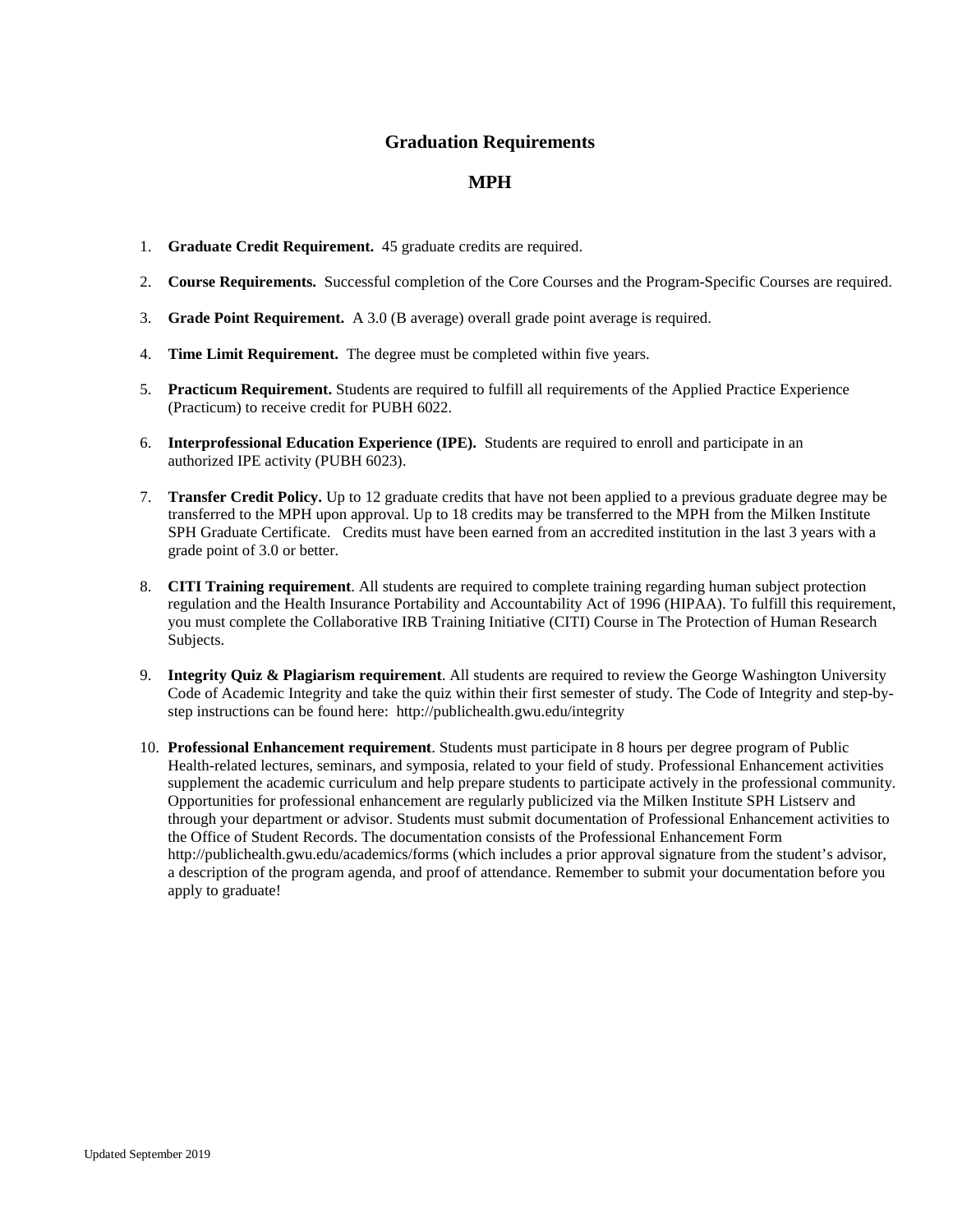# Graduation Requirements

## MPH

1. **Graduate Credit Requirement.** 45 graduate credits are required.

2. **Course Requirements.** Successful completion of the Core Courses and the Program-Specific Courses are required.

3. **Grade Point Requirement.** A 3.0 (B average) overall grade point average is required.

4. **Time Limit Requirement.** The degree must be completed within five years.

5. **Practicum Requirement.** Students are required to fulfill all requirements of the Applied Practice Experience (Practicum) to receive credit for PUBH 6022.

6. **Interprofessional Education Experience (IPE).** Students are required to enroll and participate in an authorized IPE activity (PUBH 6023).

7. **Transfer Credit Policy.** Up to 12 graduate credits that have not been applied to a previous graduate degree may be transferred to the MPH upon approval. Up to 18 credits may be transferred to the MPH from the Milken Institute SPH Graduate Certificate. Credits must have been earned from an accredited institution in the last 3 years with a grade point of 3.0 or better.

8. **CITI Training requirement**. All students are required to complete training regarding human subject protection regulation and the Health Insurance Portability and Accountability Act of 1996 (HIPAA). To fulfill this requirement, you must complete the Collaborative IRB Training Initiative (CITI) Course in The Protection of Human Research Subjects.

9. **Integrity Quiz & Plagiarism requirement**. All students are required to review the George Washington University Code of Academic Integrity and take the quiz within their first semester of study. The Code of Integrity and step-by-step instructions can be found here: http://publichealth.gwu.edu/integrity

10. **Professional Enhancement requirement**. Students must participate in 8 hours per degree program of Public Health-related lectures, seminars, and symposia, related to your field of study. Professional Enhancement activities supplement the academic curriculum and help prepare students to participate actively in the professional community. Opportunities for professional enhancement are regularly publicized via the Milken Institute SPH Listserv and through your department or advisor. Students must submit documentation of Professional Enhancement activities to the Office of Student Records. The documentation consists of the Professional Enhancement Form http://publichealth.gwu.edu/academics/forms (which includes a prior approval signature from the student's advisor, a description of the program agenda, and proof of attendance. Remember to submit your documentation before you apply to graduate!

Updated September 2019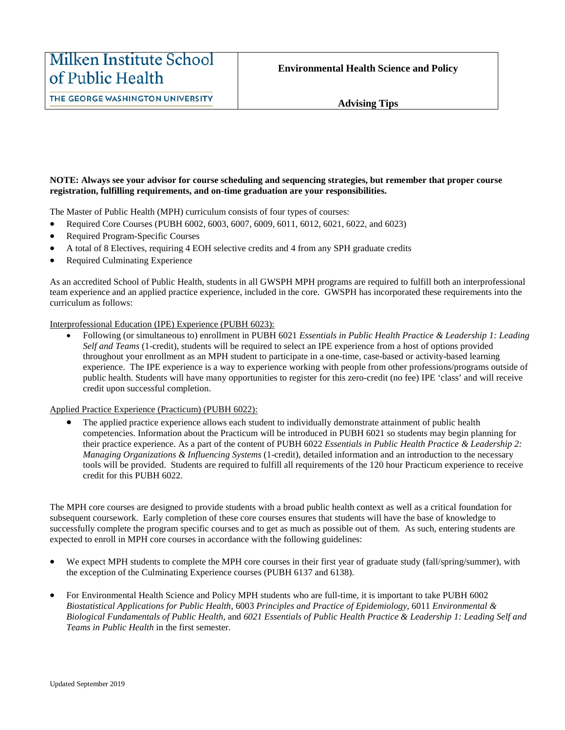Milken Institute School of Public Health
THE GEORGE WASHINGTON UNIVERSITY

**Environmental Health Science and Policy**

**Advising Tips**

**NOTE: Always see your advisor for course scheduling and sequencing strategies, but remember that proper course registration, fulfilling requirements, and on-time graduation are your responsibilities.**

The Master of Public Health (MPH) curriculum consists of four types of courses:

- Required Core Courses (PUBH 6002, 6003, 6007, 6009, 6011, 6012, 6021, 6022, and 6023)
- Required Program-Specific Courses
- A total of 8 Electives, requiring 4 EOH selective credits and 4 from any SPH graduate credits
- Required Culminating Experience

As an accredited School of Public Health, students in all GWSPH MPH programs are required to fulfill both an interprofessional team experience and an applied practice experience, included in the core. GWSPH has incorporated these requirements into the curriculum as follows:

Interprofessional Education (IPE) Experience (PUBH 6023):

- Following (or simultaneous to) enrollment in PUBH 6021 *Essentials in Public Health Practice & Leadership 1: Leading Self and Teams* (1-credit), students will be required to select an IPE experience from a host of options provided throughout your enrollment as an MPH student to participate in a one-time, case-based or activity-based learning experience. The IPE experience is a way to experience working with people from other professions/programs outside of public health. Students will have many opportunities to register for this zero-credit (no fee) IPE 'class' and will receive credit upon successful completion.

Applied Practice Experience (Practicum) (PUBH 6022):

- The applied practice experience allows each student to individually demonstrate attainment of public health competencies. Information about the Practicum will be introduced in PUBH 6021 so students may begin planning for their practice experience. As a part of the content of PUBH 6022 *Essentials in Public Health Practice & Leadership 2: Managing Organizations & Influencing Systems* (1-credit), detailed information and an introduction to the necessary tools will be provided. Students are required to fulfill all requirements of the 120 hour Practicum experience to receive credit for this PUBH 6022.

The MPH core courses are designed to provide students with a broad public health context as well as a critical foundation for subsequent coursework. Early completion of these core courses ensures that students will have the base of knowledge to successfully complete the program specific courses and to get as much as possible out of them. As such, entering students are expected to enroll in MPH core courses in accordance with the following guidelines:

- We expect MPH students to complete the MPH core courses in their first year of graduate study (fall/spring/summer), with the exception of the Culminating Experience courses (PUBH 6137 and 6138).

- For Environmental Health Science and Policy MPH students who are full-time, it is important to take PUBH 6002 *Biostatistical Applications for Public Health*, 6003 *Principles and Practice of Epidemiology*, 6011 *Environmental & Biological Fundamentals of Public Health*, and *6021 Essentials of Public Health Practice & Leadership 1: Leading Self and Teams in Public Health* in the first semester.

Updated September 2019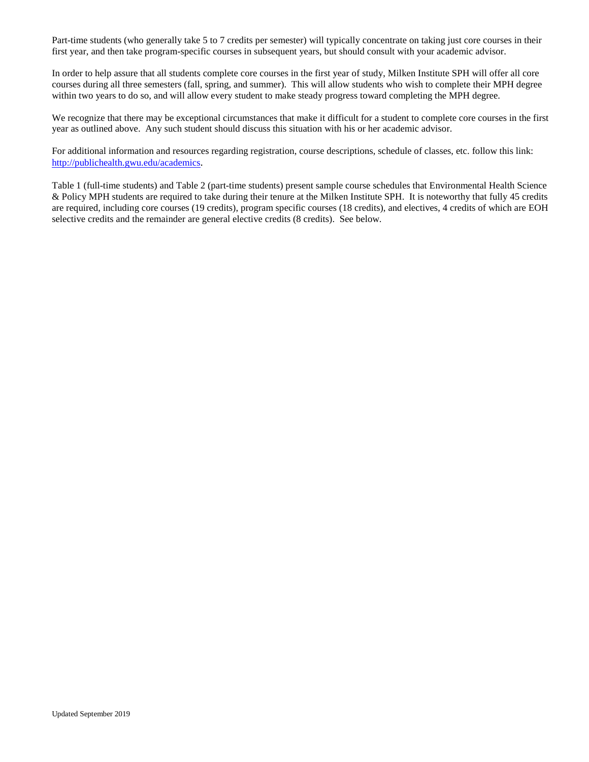Part-time students (who generally take 5 to 7 credits per semester) will typically concentrate on taking just core courses in their first year, and then take program-specific courses in subsequent years, but should consult with your academic advisor.

In order to help assure that all students complete core courses in the first year of study, Milken Institute SPH will offer all core courses during all three semesters (fall, spring, and summer). This will allow students who wish to complete their MPH degree within two years to do so, and will allow every student to make steady progress toward completing the MPH degree.

We recognize that there may be exceptional circumstances that make it difficult for a student to complete core courses in the first year as outlined above. Any such student should discuss this situation with his or her academic advisor.

For additional information and resources regarding registration, course descriptions, schedule of classes, etc. follow this link: [http://publichealth.gwu.edu/academics](http://publichealth.gwu.edu/academics).

Table 1 (full-time students) and Table 2 (part-time students) present sample course schedules that Environmental Health Science & Policy MPH students are required to take during their tenure at the Milken Institute SPH. It is noteworthy that fully 45 credits are required, including core courses (19 credits), program specific courses (18 credits), and electives, 4 credits of which are EOH selective credits and the remainder are general elective credits (8 credits). See below.

Updated September 2019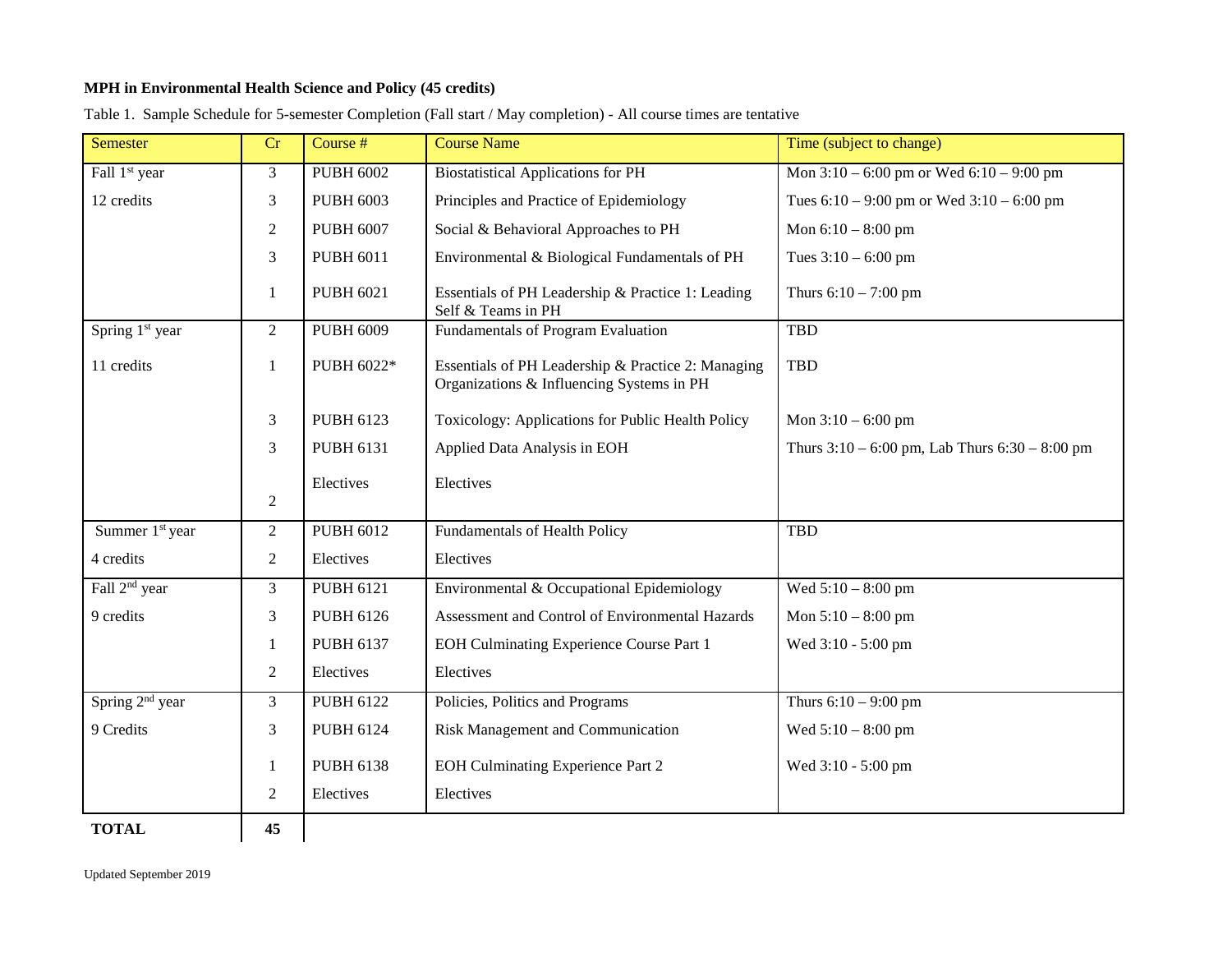**MPH in Environmental Health Science and Policy (45 credits)**

Table 1. Sample Schedule for 5-semester Completion (Fall start / May completion) - All course times are tentative

| Semester | Cr | Course # | Course Name | Time (subject to change) |
|---|---|---|---|---|
| Fall 1st year | 3 | PUBH 6002 | Biostatistical Applications for PH | Mon 3:10 – 6:00 pm or Wed 6:10 – 9:00 pm |
| 12 credits | 3 | PUBH 6003 | Principles and Practice of Epidemiology | Tues 6:10 – 9:00 pm or Wed 3:10 – 6:00 pm |
| | 2 | PUBH 6007 | Social & Behavioral Approaches to PH | Mon 6:10 – 8:00 pm |
| | 3 | PUBH 6011 | Environmental & Biological Fundamentals of PH | Tues 3:10 – 6:00 pm |
| | 1 | PUBH 6021 | Essentials of PH Leadership & Practice 1: Leading Self & Teams in PH | Thurs 6:10 – 7:00 pm |
| Spring 1st year | 2 | PUBH 6009 | Fundamentals of Program Evaluation | TBD |
| 11 credits | 1 | PUBH 6022* | Essentials of PH Leadership & Practice 2: Managing Organizations & Influencing Systems in PH | TBD |
| | 3 | PUBH 6123 | Toxicology: Applications for Public Health Policy | Mon 3:10 – 6:00 pm |
| | 3 | PUBH 6131 | Applied Data Analysis in EOH | Thurs 3:10 – 6:00 pm, Lab Thurs 6:30 – 8:00 pm |
| | 2 | Electives | Electives | |
| Summer 1st year | 2 | PUBH 6012 | Fundamentals of Health Policy | TBD |
| 4 credits | 2 | Electives | Electives | |
| Fall 2nd year | 3 | PUBH 6121 | Environmental & Occupational Epidemiology | Wed 5:10 – 8:00 pm |
| 9 credits | 3 | PUBH 6126 | Assessment and Control of Environmental Hazards | Mon 5:10 – 8:00 pm |
| | 1 | PUBH 6137 | EOH Culminating Experience Course Part 1 | Wed 3:10 - 5:00 pm |
| | 2 | Electives | Electives | |
| Spring 2nd year | 3 | PUBH 6122 | Policies, Politics and Programs | Thurs 6:10 – 9:00 pm |
| 9 Credits | 3 | PUBH 6124 | Risk Management and Communication | Wed 5:10 – 8:00 pm |
| | 1 | PUBH 6138 | EOH Culminating Experience Part 2 | Wed 3:10 - 5:00 pm |
| | 2 | Electives | Electives | |
| **TOTAL** | **45** | | | |

Updated September 2019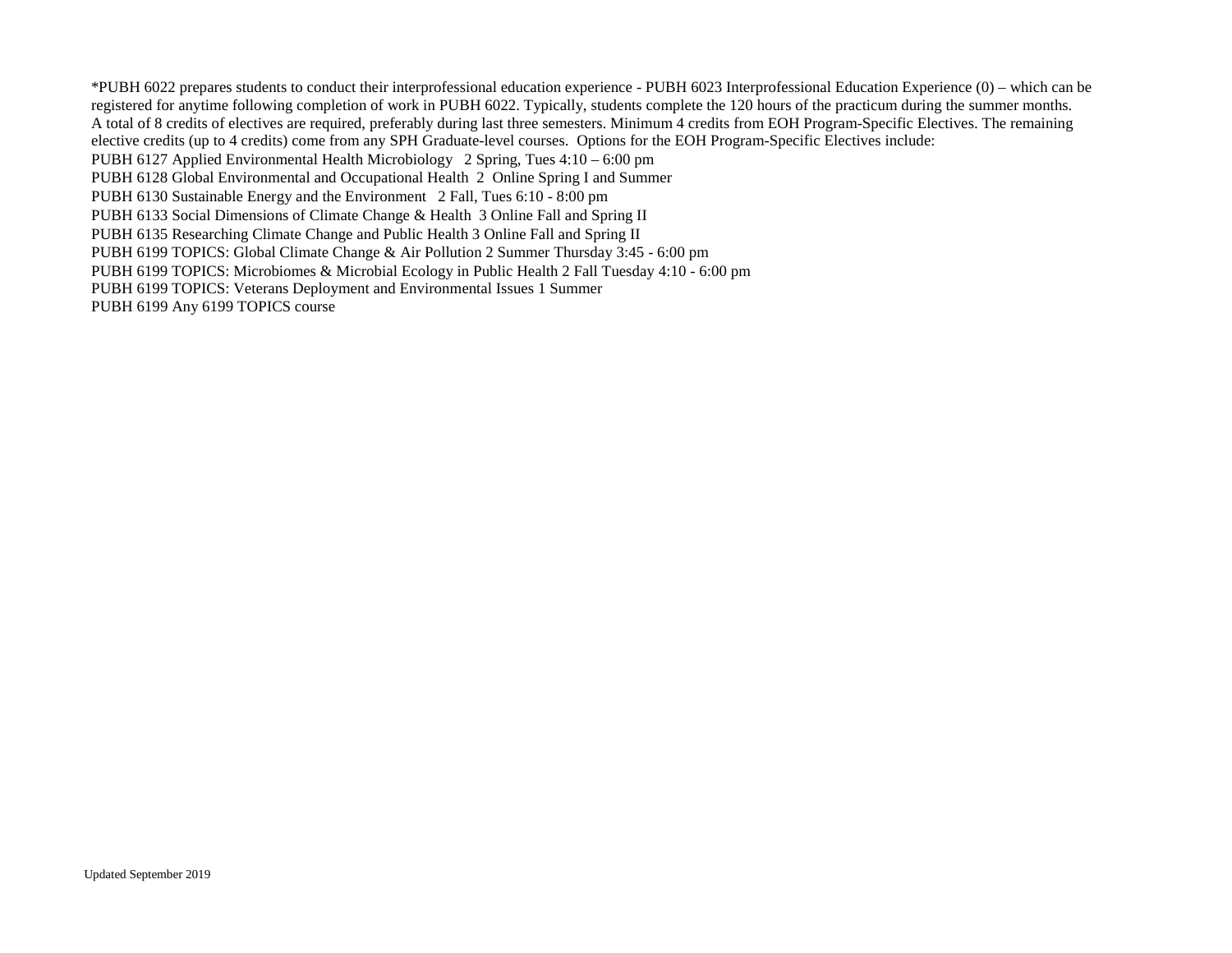*PUBH 6022 prepares students to conduct their interprofessional education experience - PUBH 6023 Interprofessional Education Experience (0) – which can be registered for anytime following completion of work in PUBH 6022. Typically, students complete the 120 hours of the practicum during the summer months.

A total of 8 credits of electives are required, preferably during last three semesters. Minimum 4 credits from EOH Program-Specific Electives. The remaining elective credits (up to 4 credits) come from any SPH Graduate-level courses. Options for the EOH Program-Specific Electives include:

PUBH 6127 Applied Environmental Health Microbiology 2 Spring, Tues 4:10 – 6:00 pm
PUBH 6128 Global Environmental and Occupational Health 2 Online Spring I and Summer
PUBH 6130 Sustainable Energy and the Environment 2 Fall, Tues 6:10 - 8:00 pm
PUBH 6133 Social Dimensions of Climate Change & Health 3 Online Fall and Spring II
PUBH 6135 Researching Climate Change and Public Health 3 Online Fall and Spring II
PUBH 6199 TOPICS: Global Climate Change & Air Pollution 2 Summer Thursday 3:45 - 6:00 pm
PUBH 6199 TOPICS: Microbiomes & Microbial Ecology in Public Health 2 Fall Tuesday 4:10 - 6:00 pm
PUBH 6199 TOPICS: Veterans Deployment and Environmental Issues 1 Summer
PUBH 6199 Any 6199 TOPICS course

Updated September 2019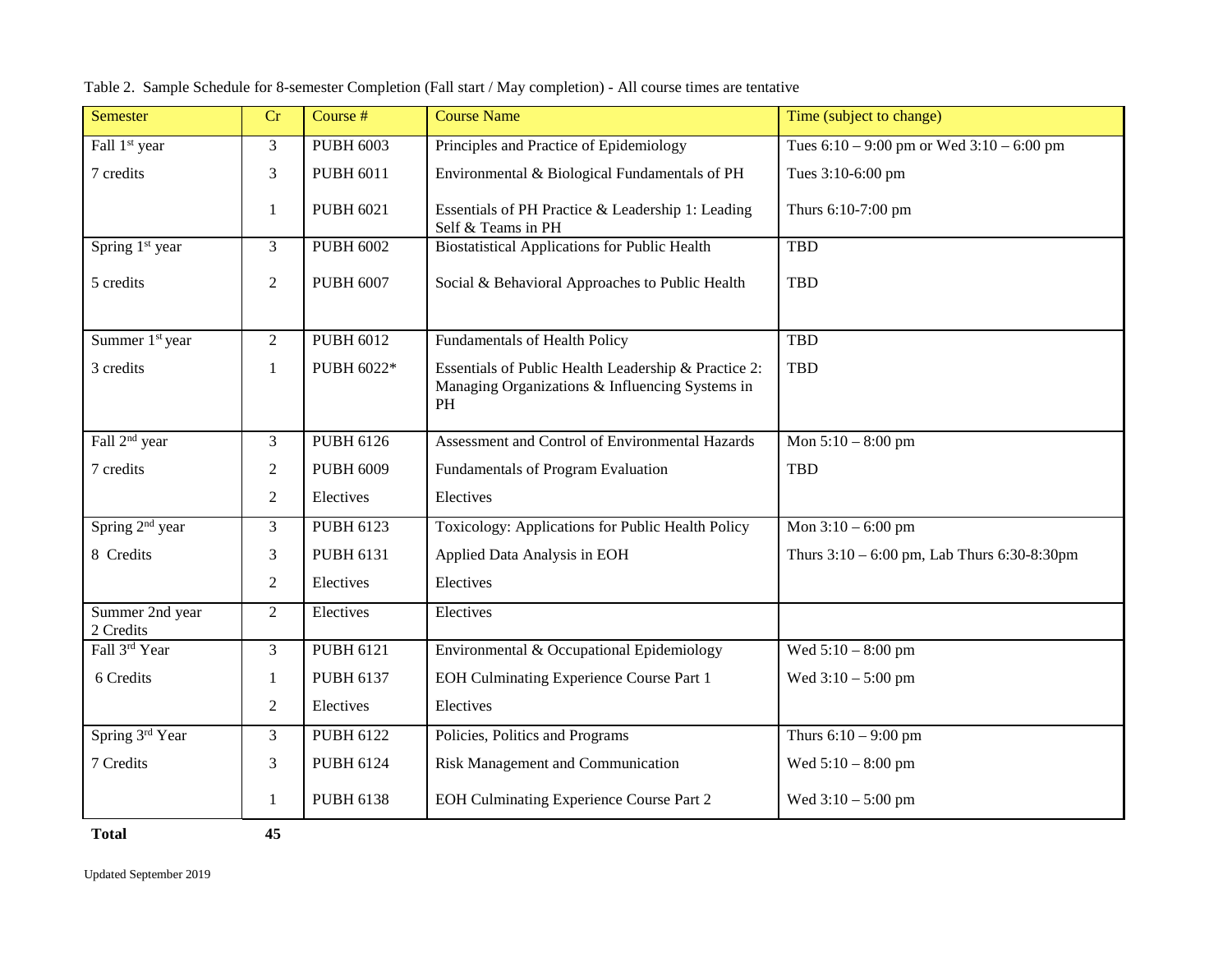Table 2. Sample Schedule for 8-semester Completion (Fall start / May completion) - All course times are tentative

| Semester | Cr | Course # | Course Name | Time (subject to change) |
|---|---|---|---|---|
| Fall 1st year | 3 | PUBH 6003 | Principles and Practice of Epidemiology | Tues 6:10 – 9:00 pm or Wed 3:10 – 6:00 pm |
| 7 credits | 3 | PUBH 6011 | Environmental & Biological Fundamentals of PH | Tues 3:10-6:00 pm |
| | 1 | PUBH 6021 | Essentials of PH Practice & Leadership 1: Leading Self & Teams in PH | Thurs 6:10-7:00 pm |
| Spring 1st year | 3 | PUBH 6002 | Biostatistical Applications for Public Health | TBD |
| 5 credits | 2 | PUBH 6007 | Social & Behavioral Approaches to Public Health | TBD |
| Summer 1st year | 2 | PUBH 6012 | Fundamentals of Health Policy | TBD |
| 3 credits | 1 | PUBH 6022* | Essentials of Public Health Leadership & Practice 2: Managing Organizations & Influencing Systems in PH | TBD |
| Fall 2nd year | 3 | PUBH 6126 | Assessment and Control of Environmental Hazards | Mon 5:10 – 8:00 pm |
| 7 credits | 2 | PUBH 6009 | Fundamentals of Program Evaluation | TBD |
| | 2 | Electives | Electives | |
| Spring 2nd year | 3 | PUBH 6123 | Toxicology: Applications for Public Health Policy | Mon 3:10 – 6:00 pm |
| 8 Credits | 3 | PUBH 6131 | Applied Data Analysis in EOH | Thurs 3:10 – 6:00 pm, Lab Thurs 6:30-8:30pm |
| | 2 | Electives | Electives | |
| Summer 2nd year 2 Credits | 2 | Electives | Electives | |
| Fall 3rd Year | 3 | PUBH 6121 | Environmental & Occupational Epidemiology | Wed 5:10 – 8:00 pm |
| 6 Credits | 1 | PUBH 6137 | EOH Culminating Experience Course Part 1 | Wed 3:10 – 5:00 pm |
| | 2 | Electives | Electives | |
| Spring 3rd Year | 3 | PUBH 6122 | Policies, Politics and Programs | Thurs 6:10 – 9:00 pm |
| 7 Credits | 3 | PUBH 6124 | Risk Management and Communication | Wed 5:10 – 8:00 pm |
| | 1 | PUBH 6138 | EOH Culminating Experience Course Part 2 | Wed 3:10 – 5:00 pm |
| **Total** | **45** | | | |

Updated September 2019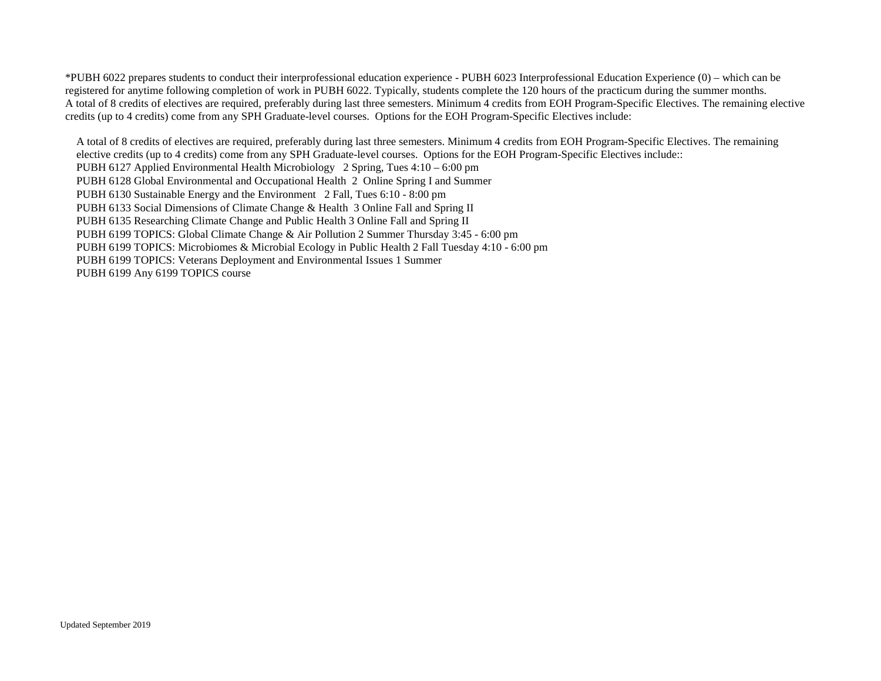*PUBH 6022 prepares students to conduct their interprofessional education experience - PUBH 6023 Interprofessional Education Experience (0) – which can be registered for anytime following completion of work in PUBH 6022. Typically, students complete the 120 hours of the practicum during the summer months.
A total of 8 credits of electives are required, preferably during last three semesters. Minimum 4 credits from EOH Program-Specific Electives. The remaining elective credits (up to 4 credits) come from any SPH Graduate-level courses. Options for the EOH Program-Specific Electives include:

A total of 8 credits of electives are required, preferably during last three semesters. Minimum 4 credits from EOH Program-Specific Electives. The remaining elective credits (up to 4 credits) come from any SPH Graduate-level courses. Options for the EOH Program-Specific Electives include::

PUBH 6127 Applied Environmental Health Microbiology 2 Spring, Tues 4:10 – 6:00 pm
PUBH 6128 Global Environmental and Occupational Health 2 Online Spring I and Summer
PUBH 6130 Sustainable Energy and the Environment 2 Fall, Tues 6:10 - 8:00 pm
PUBH 6133 Social Dimensions of Climate Change & Health 3 Online Fall and Spring II
PUBH 6135 Researching Climate Change and Public Health 3 Online Fall and Spring II
PUBH 6199 TOPICS: Global Climate Change & Air Pollution 2 Summer Thursday 3:45 - 6:00 pm
PUBH 6199 TOPICS: Microbiomes & Microbial Ecology in Public Health 2 Fall Tuesday 4:10 - 6:00 pm
PUBH 6199 TOPICS: Veterans Deployment and Environmental Issues 1 Summer
PUBH 6199 Any 6199 TOPICS course

Updated September 2019